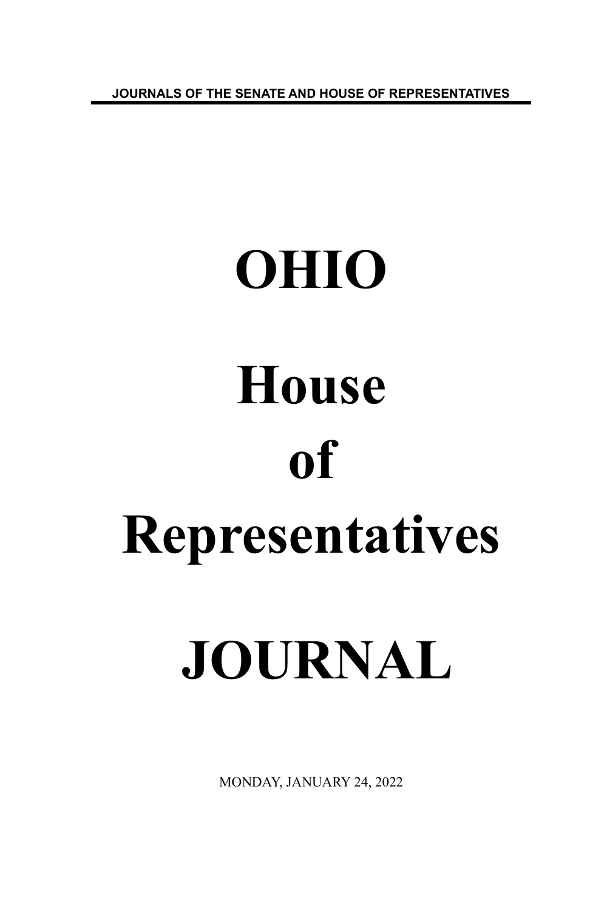JOURNALS OF THE SENATE AND HOUSE OF REPRESENTATIVES

# OHIO

# House

# of

# Representatives

# JOURNAL

MONDAY, JANUARY 24, 2022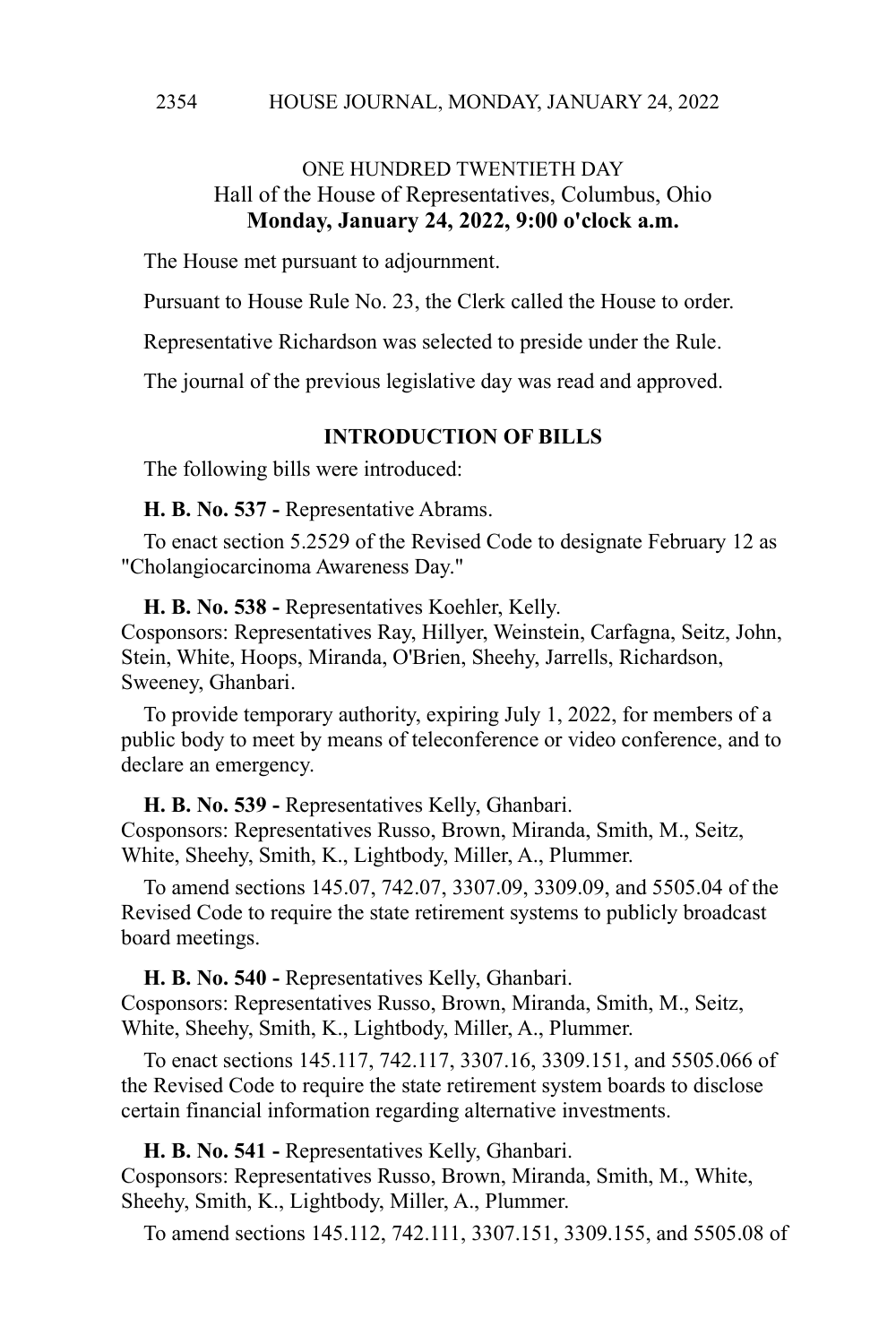ONE HUNDRED TWENTIETH DAY
Hall of the House of Representatives, Columbus, Ohio
**Monday, January 24, 2022, 9:00 o'clock a.m.**

The House met pursuant to adjournment.

Pursuant to House Rule No. 23, the Clerk called the House to order.

Representative Richardson was selected to preside under the Rule.

The journal of the previous legislative day was read and approved.

## INTRODUCTION OF BILLS

The following bills were introduced:

**H. B. No. 537 -** Representative Abrams.

To enact section 5.2529 of the Revised Code to designate February 12 as "Cholangiocarcinoma Awareness Day."

**H. B. No. 538 -** Representatives Koehler, Kelly.
Cosponsors: Representatives Ray, Hillyer, Weinstein, Carfagna, Seitz, John, Stein, White, Hoops, Miranda, O'Brien, Sheehy, Jarrells, Richardson, Sweeney, Ghanbari.

To provide temporary authority, expiring July 1, 2022, for members of a public body to meet by means of teleconference or video conference, and to declare an emergency.

**H. B. No. 539 -** Representatives Kelly, Ghanbari.
Cosponsors: Representatives Russo, Brown, Miranda, Smith, M., Seitz, White, Sheehy, Smith, K., Lightbody, Miller, A., Plummer.

To amend sections 145.07, 742.07, 3307.09, 3309.09, and 5505.04 of the Revised Code to require the state retirement systems to publicly broadcast board meetings.

**H. B. No. 540 -** Representatives Kelly, Ghanbari.
Cosponsors: Representatives Russo, Brown, Miranda, Smith, M., Seitz, White, Sheehy, Smith, K., Lightbody, Miller, A., Plummer.

To enact sections 145.117, 742.117, 3307.16, 3309.151, and 5505.066 of the Revised Code to require the state retirement system boards to disclose certain financial information regarding alternative investments.

**H. B. No. 541 -** Representatives Kelly, Ghanbari.
Cosponsors: Representatives Russo, Brown, Miranda, Smith, M., White, Sheehy, Smith, K., Lightbody, Miller, A., Plummer.

To amend sections 145.112, 742.111, 3307.151, 3309.155, and 5505.08 of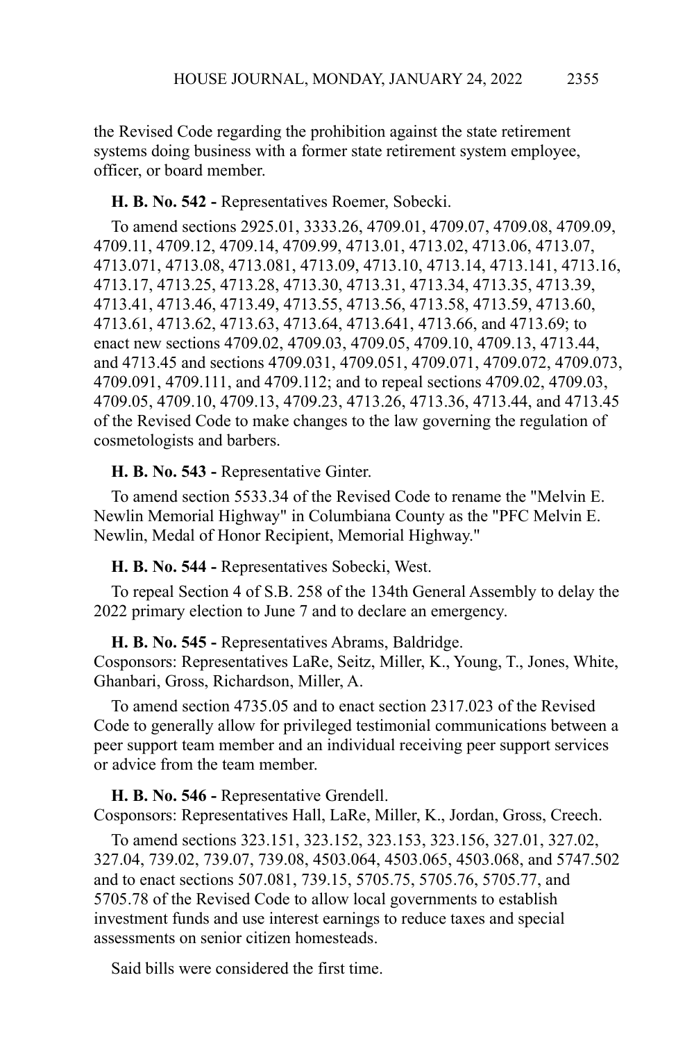the Revised Code regarding the prohibition against the state retirement systems doing business with a former state retirement system employee, officer, or board member.

**H. B. No. 542 -** Representatives Roemer, Sobecki.

To amend sections 2925.01, 3333.26, 4709.01, 4709.07, 4709.08, 4709.09, 4709.11, 4709.12, 4709.14, 4709.99, 4713.01, 4713.02, 4713.06, 4713.07, 4713.071, 4713.08, 4713.081, 4713.09, 4713.10, 4713.14, 4713.141, 4713.16, 4713.17, 4713.25, 4713.28, 4713.30, 4713.31, 4713.34, 4713.35, 4713.39, 4713.41, 4713.46, 4713.49, 4713.55, 4713.56, 4713.58, 4713.59, 4713.60, 4713.61, 4713.62, 4713.63, 4713.64, 4713.641, 4713.66, and 4713.69; to enact new sections 4709.02, 4709.03, 4709.05, 4709.10, 4709.13, 4713.44, and 4713.45 and sections 4709.031, 4709.051, 4709.071, 4709.072, 4709.073, 4709.091, 4709.111, and 4709.112; and to repeal sections 4709.02, 4709.03, 4709.05, 4709.10, 4709.13, 4709.23, 4713.26, 4713.36, 4713.44, and 4713.45 of the Revised Code to make changes to the law governing the regulation of cosmetologists and barbers.

**H. B. No. 543 -** Representative Ginter.

To amend section 5533.34 of the Revised Code to rename the "Melvin E. Newlin Memorial Highway" in Columbiana County as the "PFC Melvin E. Newlin, Medal of Honor Recipient, Memorial Highway."

**H. B. No. 544 -** Representatives Sobecki, West.

To repeal Section 4 of S.B. 258 of the 134th General Assembly to delay the 2022 primary election to June 7 and to declare an emergency.

**H. B. No. 545 -** Representatives Abrams, Baldridge.
Cosponsors: Representatives LaRe, Seitz, Miller, K., Young, T., Jones, White, Ghanbari, Gross, Richardson, Miller, A.

To amend section 4735.05 and to enact section 2317.023 of the Revised Code to generally allow for privileged testimonial communications between a peer support team member and an individual receiving peer support services or advice from the team member.

**H. B. No. 546 -** Representative Grendell.
Cosponsors: Representatives Hall, LaRe, Miller, K., Jordan, Gross, Creech.

To amend sections 323.151, 323.152, 323.153, 323.156, 327.01, 327.02, 327.04, 739.02, 739.07, 739.08, 4503.064, 4503.065, 4503.068, and 5747.502 and to enact sections 507.081, 739.15, 5705.75, 5705.76, 5705.77, and 5705.78 of the Revised Code to allow local governments to establish investment funds and use interest earnings to reduce taxes and special assessments on senior citizen homesteads.

Said bills were considered the first time.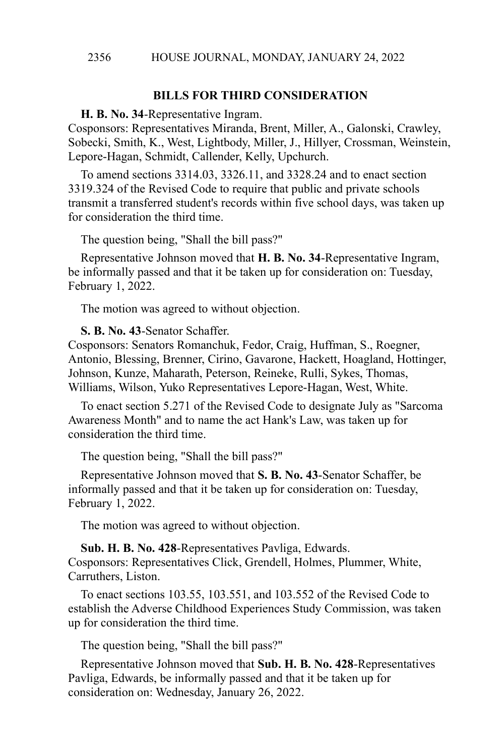## BILLS FOR THIRD CONSIDERATION

**H. B. No. 34**-Representative Ingram.
Cosponsors: Representatives Miranda, Brent, Miller, A., Galonski, Crawley, Sobecki, Smith, K., West, Lightbody, Miller, J., Hillyer, Crossman, Weinstein, Lepore-Hagan, Schmidt, Callender, Kelly, Upchurch.

To amend sections 3314.03, 3326.11, and 3328.24 and to enact section 3319.324 of the Revised Code to require that public and private schools transmit a transferred student's records within five school days, was taken up for consideration the third time.

The question being, "Shall the bill pass?"

Representative Johnson moved that **H. B. No. 34**-Representative Ingram, be informally passed and that it be taken up for consideration on: Tuesday, February 1, 2022.

The motion was agreed to without objection.

**S. B. No. 43**-Senator Schaffer.
Cosponsors: Senators Romanchuk, Fedor, Craig, Huffman, S., Roegner, Antonio, Blessing, Brenner, Cirino, Gavarone, Hackett, Hoagland, Hottinger, Johnson, Kunze, Maharath, Peterson, Reineke, Rulli, Sykes, Thomas, Williams, Wilson, Yuko Representatives Lepore-Hagan, West, White.

To enact section 5.271 of the Revised Code to designate July as "Sarcoma Awareness Month" and to name the act Hank's Law, was taken up for consideration the third time.

The question being, "Shall the bill pass?"

Representative Johnson moved that **S. B. No. 43**-Senator Schaffer, be informally passed and that it be taken up for consideration on: Tuesday, February 1, 2022.

The motion was agreed to without objection.

**Sub. H. B. No. 428**-Representatives Pavliga, Edwards.
Cosponsors: Representatives Click, Grendell, Holmes, Plummer, White, Carruthers, Liston.

To enact sections 103.55, 103.551, and 103.552 of the Revised Code to establish the Adverse Childhood Experiences Study Commission, was taken up for consideration the third time.

The question being, "Shall the bill pass?"

Representative Johnson moved that **Sub. H. B. No. 428**-Representatives Pavliga, Edwards, be informally passed and that it be taken up for consideration on: Wednesday, January 26, 2022.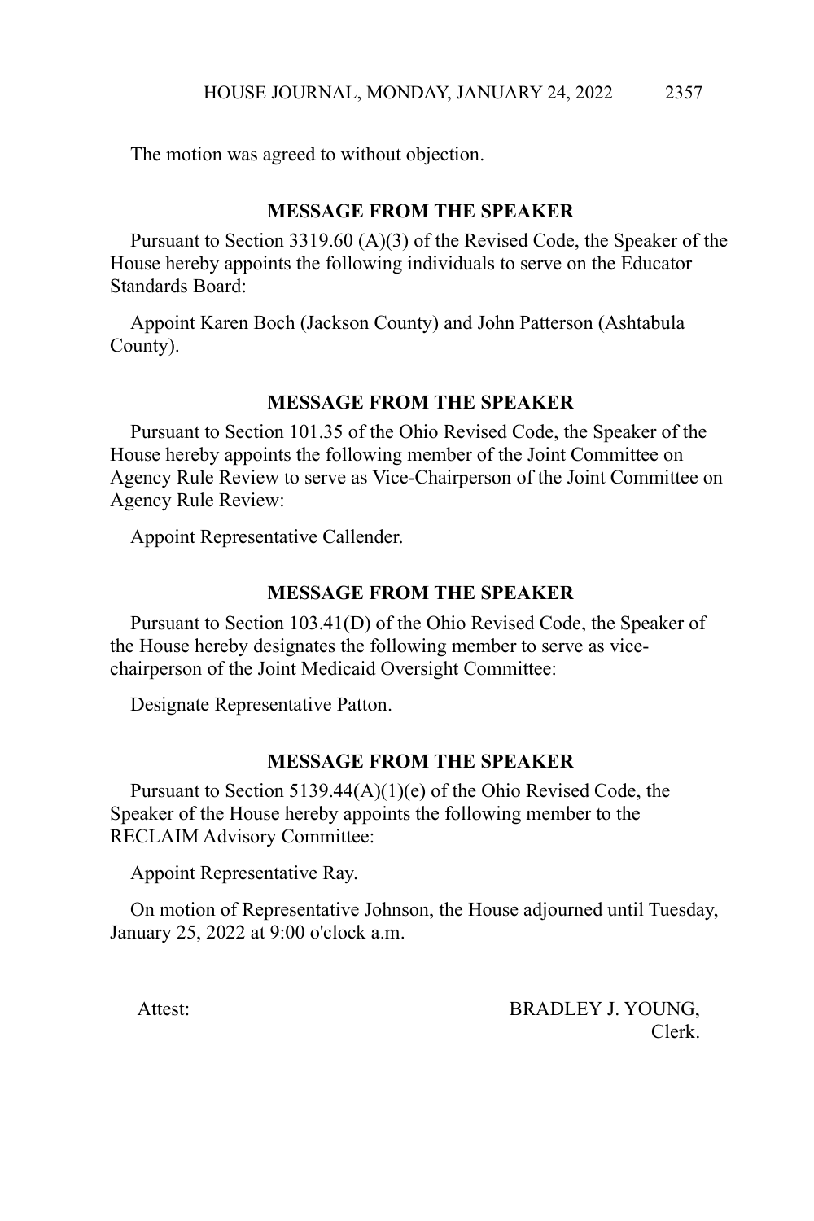The motion was agreed to without objection.

**MESSAGE FROM THE SPEAKER**

Pursuant to Section 3319.60 (A)(3) of the Revised Code, the Speaker of the House hereby appoints the following individuals to serve on the Educator Standards Board:

Appoint Karen Boch (Jackson County) and John Patterson (Ashtabula County).

**MESSAGE FROM THE SPEAKER**

Pursuant to Section 101.35 of the Ohio Revised Code, the Speaker of the House hereby appoints the following member of the Joint Committee on Agency Rule Review to serve as Vice-Chairperson of the Joint Committee on Agency Rule Review:

Appoint Representative Callender.

**MESSAGE FROM THE SPEAKER**

Pursuant to Section 103.41(D) of the Ohio Revised Code, the Speaker of the House hereby designates the following member to serve as vice-chairperson of the Joint Medicaid Oversight Committee:

Designate Representative Patton.

**MESSAGE FROM THE SPEAKER**

Pursuant to Section 5139.44(A)(1)(e) of the Ohio Revised Code, the Speaker of the House hereby appoints the following member to the RECLAIM Advisory Committee:

Appoint Representative Ray.

On motion of Representative Johnson, the House adjourned until Tuesday, January 25, 2022 at 9:00 o'clock a.m.

Attest: BRADLEY J. YOUNG,
Clerk.